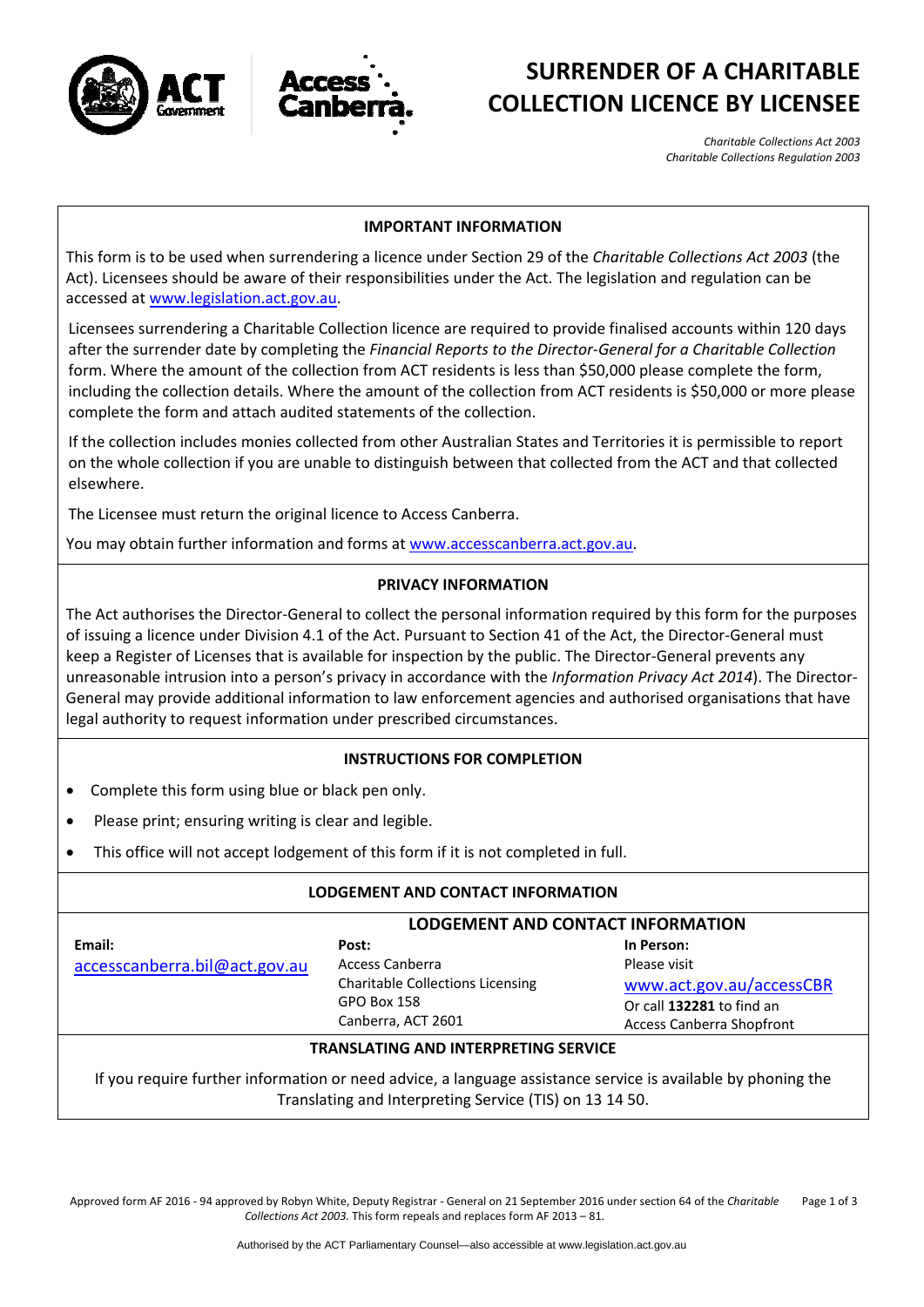# SURRENDER OF A CHARITABLE COLLECTION LICENCE BY LICENSEE

*Charitable Collections Act 2003*
*Charitable Collections Regulation 2003*

## IMPORTANT INFORMATION

This form is to be used when surrendering a licence under Section 29 of the *Charitable Collections Act 2003* (the Act). Licensees should be aware of their responsibilities under the Act. The legislation and regulation can be accessed at www.legislation.act.gov.au.

Licensees surrendering a Charitable Collection licence are required to provide finalised accounts within 120 days after the surrender date by completing the *Financial Reports to the Director-General for a Charitable Collection* form. Where the amount of the collection from ACT residents is less than $50,000 please complete the form, including the collection details. Where the amount of the collection from ACT residents is $50,000 or more please complete the form and attach audited statements of the collection.

If the collection includes monies collected from other Australian States and Territories it is permissible to report on the whole collection if you are unable to distinguish between that collected from the ACT and that collected elsewhere.

The Licensee must return the original licence to Access Canberra.

You may obtain further information and forms at www.accesscanberra.act.gov.au.

## PRIVACY INFORMATION

The Act authorises the Director-General to collect the personal information required by this form for the purposes of issuing a licence under Division 4.1 of the Act. Pursuant to Section 41 of the Act, the Director-General must keep a Register of Licenses that is available for inspection by the public. The Director-General prevents any unreasonable intrusion into a person's privacy in accordance with the *Information Privacy Act 2014*). The Director-General may provide additional information to law enforcement agencies and authorised organisations that have legal authority to request information under prescribed circumstances.

## INSTRUCTIONS FOR COMPLETION

- Complete this form using blue or black pen only.
- Please print; ensuring writing is clear and legible.
- This office will not accept lodgement of this form if it is not completed in full.

## LODGEMENT AND CONTACT INFORMATION

| Email: | Post: | In Person: |
|---|---|---|
| accesscanberra.bil@act.gov.au | Access Canberra<br>Charitable Collections Licensing<br>GPO Box 158<br>Canberra, ACT 2601 | Please visit<br>www.act.gov.au/accessCBR<br>Or call **132281** to find an Access Canberra Shopfront |

## TRANSLATING AND INTERPRETING SERVICE

If you require further information or need advice, a language assistance service is available by phoning the Translating and Interpreting Service (TIS) on 13 14 50.

Approved form AF 2016 - 94 approved by Robyn White, Deputy Registrar - General on 21 September 2016 under section 64 of the *Charitable Collections Act 2003.* This form repeals and replaces form AF 2013 – 81.

Authorised by the ACT Parliamentary Counsel—also accessible at www.legislation.act.gov.au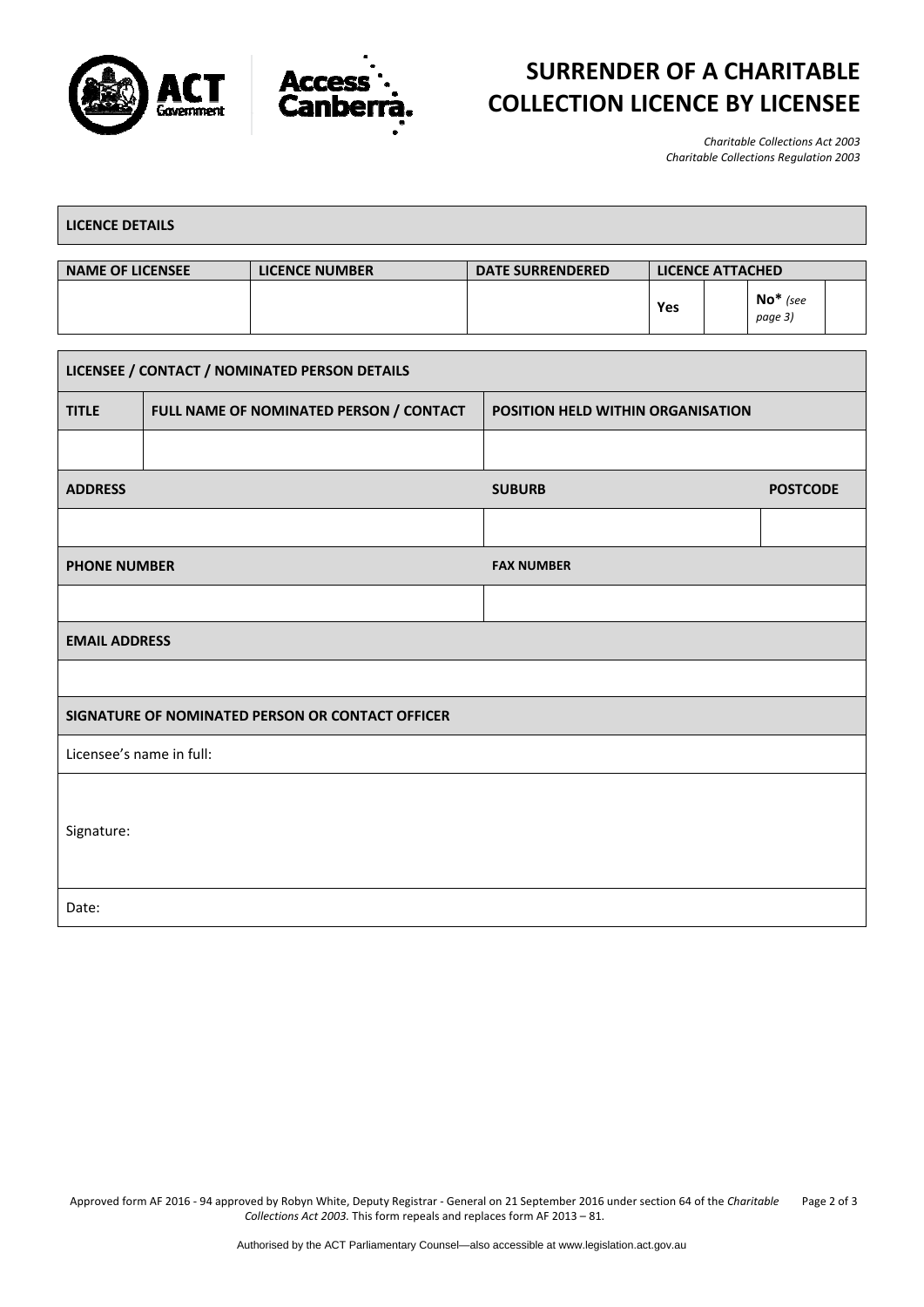# SURRENDER OF A CHARITABLE COLLECTION LICENCE BY LICENSEE

*Charitable Collections Act 2003*
*Charitable Collections Regulation 2003*

## LICENCE DETAILS

| NAME OF LICENSEE | LICENCE NUMBER | DATE SURRENDERED | LICENCE ATTACHED | | | |
|---|---|---|---|---|---|---|
| | | | Yes | | No* *(see page 3)* | |

## LICENSEE / CONTACT / NOMINATED PERSON DETAILS

| TITLE | FULL NAME OF NOMINATED PERSON / CONTACT | POSITION HELD WITHIN ORGANISATION | |
|---|---|---|---|
| | | | |
| ADDRESS | | SUBURB | POSTCODE |
| | | | |
| PHONE NUMBER | | FAX NUMBER | |
| | | | |
| EMAIL ADDRESS | | | |
| | | | |

## SIGNATURE OF NOMINATED PERSON OR CONTACT OFFICER

Licensee's name in full:

Signature:

Date:

Approved form AF 2016 - 94 approved by Robyn White, Deputy Registrar - General on 21 September 2016 under section 64 of the *Charitable Collections Act 2003.* This form repeals and replaces form AF 2013 – 81.

Authorised by the ACT Parliamentary Counsel—also accessible at www.legislation.act.gov.au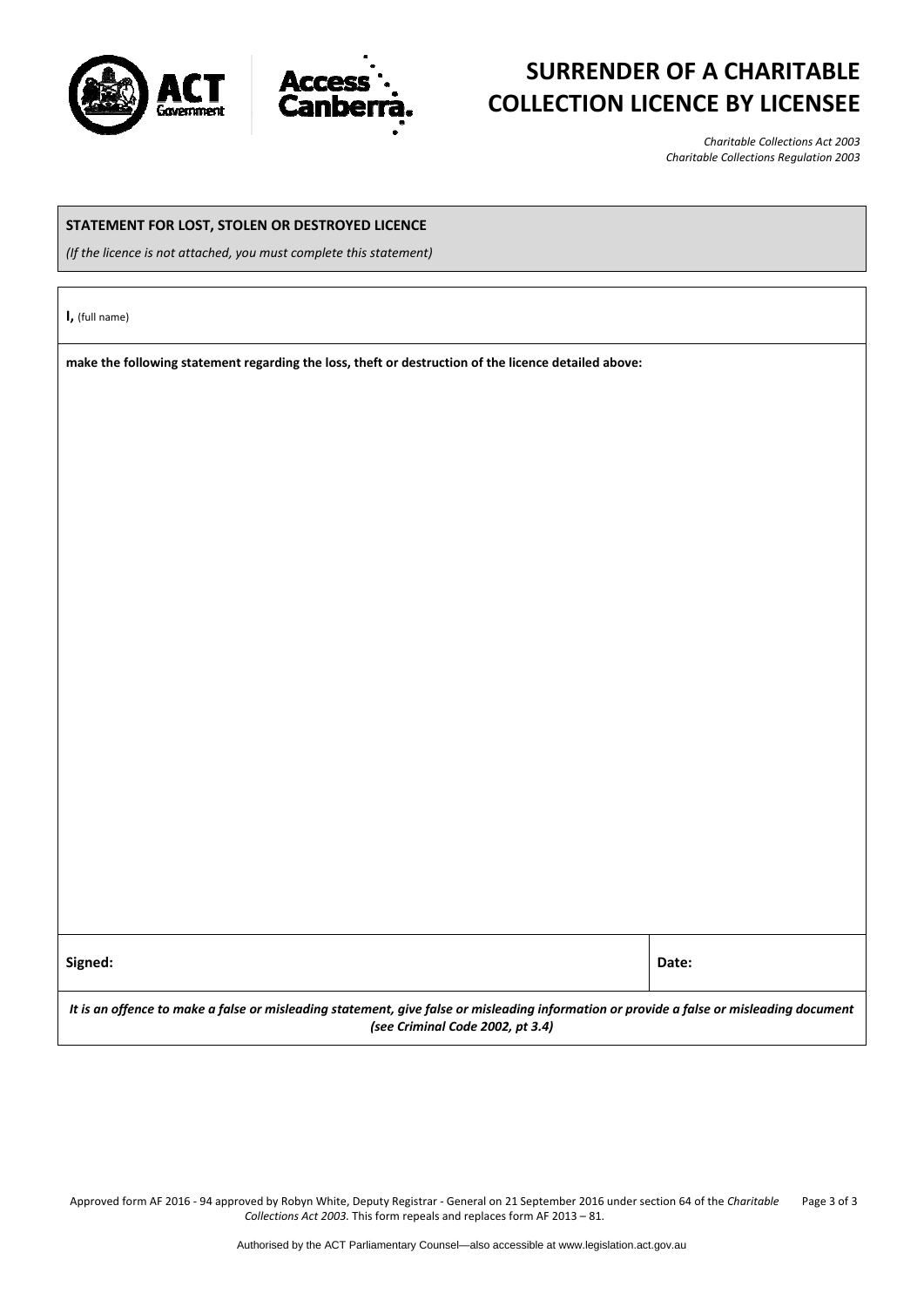# SURRENDER OF A CHARITABLE COLLECTION LICENCE BY LICENSEE

*Charitable Collections Act 2003*
*Charitable Collections Regulation 2003*

**STATEMENT FOR LOST, STOLEN OR DESTROYED LICENCE**

*(If the licence is not attached, you must complete this statement)*

**I,** (full name)

**make the following statement regarding the loss, theft or destruction of the licence detailed above:**

| | |
|---|---|
| **Signed:** | **Date:** |

***It is an offence to make a false or misleading statement, give false or misleading information or provide a false or misleading document (see Criminal Code 2002, pt 3.4)***

Approved form AF 2016 - 94 approved by Robyn White, Deputy Registrar - General on 21 September 2016 under section 64 of the *Charitable Collections Act 2003.* This form repeals and replaces form AF 2013 – 81.

Authorised by the ACT Parliamentary Counsel—also accessible at www.legislation.act.gov.au